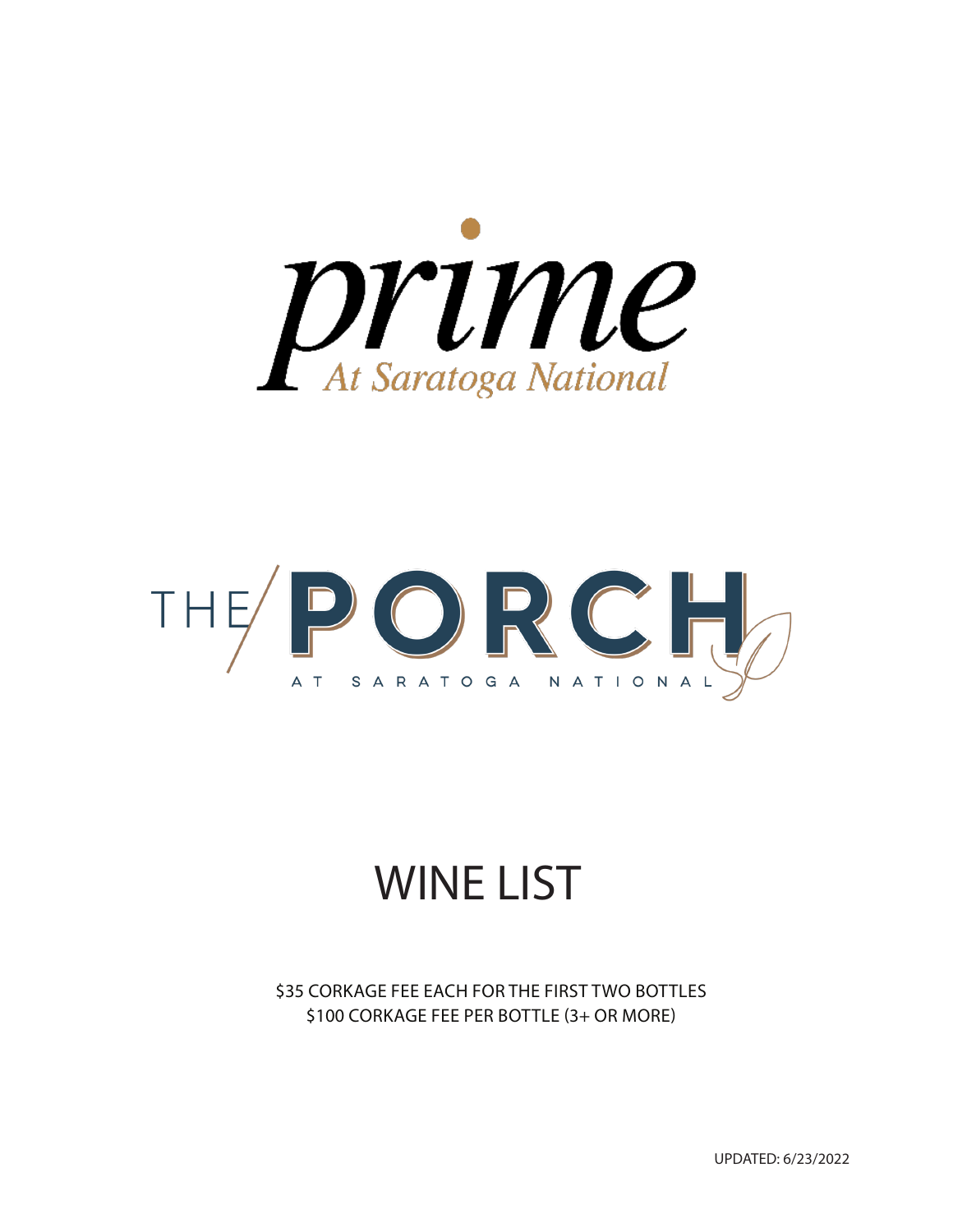prime
At Saratoga National

THE PORCH
AT SARATOGA NATIONAL

# WINE LIST

$35 CORKAGE FEE EACH FOR THE FIRST TWO BOTTLES
$100 CORKAGE FEE PER BOTTLE (3+ OR MORE)

UPDATED: 6/23/2022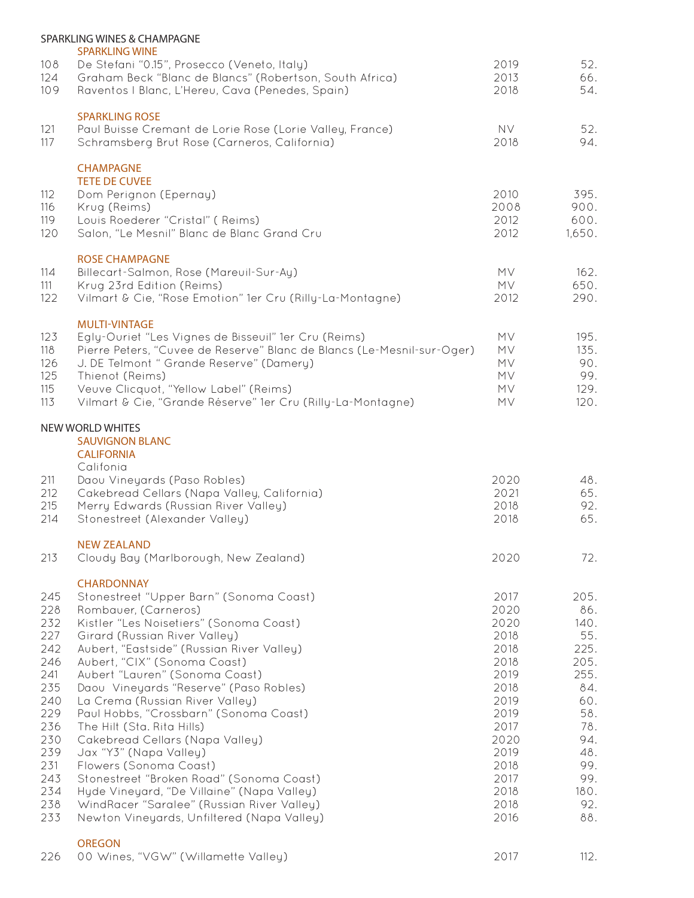## SPARKLING WINES & CHAMPAGNE

### SPARKLING WINE

| | | | |
|---|---|---|---|
| 108 | De Stefani "0.15", Prosecco (Veneto, Italy) | 2019 | 52. |
| 124 | Graham Beck "Blanc de Blancs" (Robertson, South Africa) | 2013 | 66. |
| 109 | Raventos I Blanc, L'Hereu, Cava (Penedes, Spain) | 2018 | 54. |

### SPARKLING ROSE

| | | | |
|---|---|---|---|
| 121 | Paul Buisse Cremant de Lorie Rose (Lorie Valley, France) | NV | 52. |
| 117 | Schramsberg Brut Rose (Carneros, California) | 2018 | 94. |

### CHAMPAGNE

#### TETE DE CUVEE

| | | | |
|---|---|---|---|
| 112 | Dom Perignon (Epernay) | 2010 | 395. |
| 116 | Krug (Reims) | 2008 | 900. |
| 119 | Louis Roederer "Cristal" ( Reims) | 2012 | 600. |
| 120 | Salon, "Le Mesnil" Blanc de Blanc Grand Cru | 2012 | 1,650. |

#### ROSE CHAMPAGNE

| | | | |
|---|---|---|---|
| 114 | Billecart-Salmon, Rose (Mareuil-Sur-Ay) | MV | 162. |
| 111 | Krug 23rd Edition (Reims) | MV | 650. |
| 122 | Vilmart & Cie, "Rose Emotion" 1er Cru (Rilly-La-Montagne) | 2012 | 290. |

#### MULTI-VINTAGE

| | | | |
|---|---|---|---|
| 123 | Egly-Ouriet "Les Vignes de Bisseuil" 1er Cru (Reims) | MV | 195. |
| 118 | Pierre Peters, "Cuvee de Reserve" Blanc de Blancs (Le-Mesnil-sur-Oger) | MV | 135. |
| 126 | J. DE Telmont " Grande Reserve" (Damery) | MV | 90. |
| 125 | Thienot (Reims) | MV | 99. |
| 115 | Veuve Clicquot, "Yellow Label" (Reims) | MV | 129. |
| 113 | Vilmart & Cie, "Grande Réserve" 1er Cru (Rilly-La-Montagne) | MV | 120. |

## NEW WORLD WHITES

### SAUVIGNON BLANC

#### CALIFORNIA

Califonia

| | | | |
|---|---|---|---|
| 211 | Daou Vineyards (Paso Robles) | 2020 | 48. |
| 212 | Cakebread Cellars (Napa Valley, California) | 2021 | 65. |
| 215 | Merry Edwards (Russian River Valley) | 2018 | 92. |
| 214 | Stonestreet (Alexander Valley) | 2018 | 65. |

#### NEW ZEALAND

| | | | |
|---|---|---|---|
| 213 | Cloudy Bay (Marlborough, New Zealand) | 2020 | 72. |

### CHARDONNAY

| | | | |
|---|---|---|---|
| 245 | Stonestreet "Upper Barn" (Sonoma Coast) | 2017 | 205. |
| 228 | Rombauer, (Carneros) | 2020 | 86. |
| 232 | Kistler "Les Noisetiers" (Sonoma Coast) | 2020 | 140. |
| 227 | Girard (Russian River Valley) | 2018 | 55. |
| 242 | Aubert, "Eastside" (Russian River Valley) | 2018 | 225. |
| 246 | Aubert, "CIX" (Sonoma Coast) | 2018 | 205. |
| 241 | Aubert "Lauren" (Sonoma Coast) | 2019 | 255. |
| 235 | Daou Vineyards "Reserve" (Paso Robles) | 2018 | 84. |
| 240 | La Crema (Russian River Valley) | 2019 | 60. |
| 229 | Paul Hobbs, "Crossbarn" (Sonoma Coast) | 2019 | 58. |
| 236 | The Hilt (Sta. Rita Hills) | 2017 | 78. |
| 230 | Cakebread Cellars (Napa Valley) | 2020 | 94. |
| 239 | Jax "Y3" (Napa Valley) | 2019 | 48. |
| 231 | Flowers (Sonoma Coast) | 2018 | 99. |
| 243 | Stonestreet "Broken Road" (Sonoma Coast) | 2017 | 99. |
| 234 | Hyde Vineyard, "De Villaine" (Napa Valley) | 2018 | 180. |
| 238 | WindRacer "Saralee" (Russian River Valley) | 2018 | 92. |
| 233 | Newton Vineyards, Unfiltered (Napa Valley) | 2016 | 88. |

#### OREGON

| | | | |
|---|---|---|---|
| 226 | 00 Wines, "VGW" (Willamette Valley) | 2017 | 112. |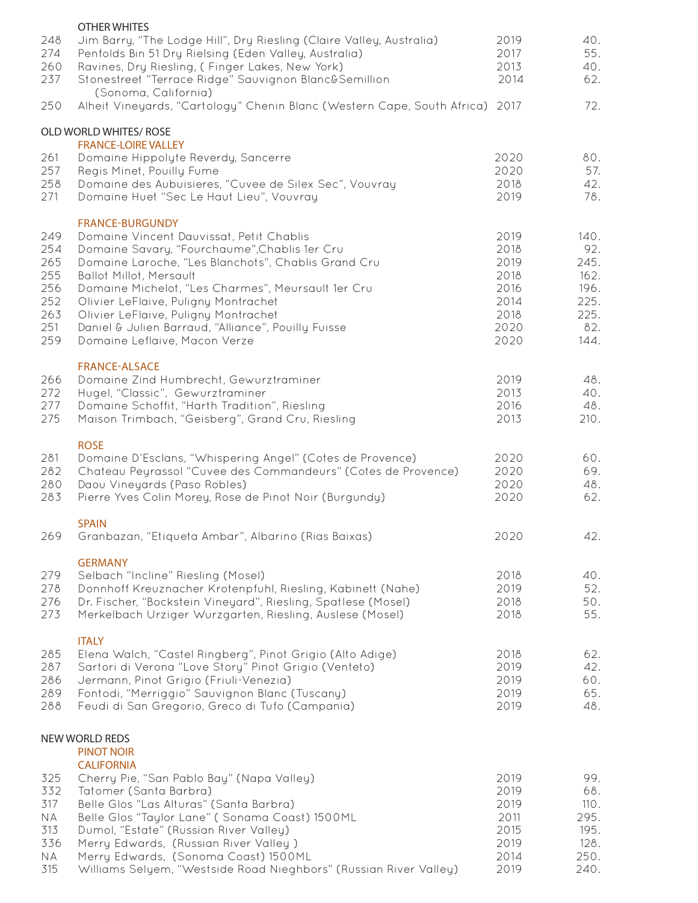## OTHER WHITES

| | | | |
|---|---|---|---|
| 248 | Jim Barry, "The Lodge Hill", Dry Riesling (Claire Valley, Australia) | 2019 | 40. |
| 274 | Penfolds Bin 51 Dry Rielsing (Eden Valley, Australia) | 2017 | 55. |
| 260 | Ravines, Dry Riesling, ( Finger Lakes, New York) | 2013 | 40. |
| 237 | Stonestreet "Terrace Ridge" Sauvignon Blanc&Semillion (Sonoma, California) | 2014 | 62. |
| 250 | Alheit Vineyards, "Cartology" Chenin Blanc (Western Cape, South Africa) | 2017 | 72. |

## OLD WORLD WHITES/ ROSE

### FRANCE-LOIRE VALLEY

| | | | |
|---|---|---|---|
| 261 | Domaine Hippolyte Reverdy, Sancerre | 2020 | 80. |
| 257 | Regis Minet, Pouilly Fume | 2020 | 57. |
| 258 | Domaine des Aubuisieres, "Cuvee de Silex Sec", Vouvray | 2018 | 42. |
| 271 | Domaine Huet "Sec Le Haut Lieu", Vouvray | 2019 | 78. |

### FRANCE-BURGUNDY

| | | | |
|---|---|---|---|
| 249 | Domaine Vincent Dauvissat, Petit Chablis | 2019 | 140. |
| 254 | Domaine Savary, "Fourchaume",Chablis 1er Cru | 2018 | 92. |
| 265 | Domaine Laroche, "Les Blanchots", Chablis Grand Cru | 2019 | 245. |
| 255 | Ballot Millot, Mersault | 2018 | 162. |
| 256 | Domaine Michelot, "Les Charmes", Meursault 1er Cru | 2016 | 196. |
| 252 | Olivier LeFlaive, Puligny Montrachet | 2014 | 225. |
| 263 | Olivier LeFlaive, Puligny Montrachet | 2018 | 225. |
| 251 | Daniel & Julien Barraud, "Alliance", Pouilly Fuisse | 2020 | 82. |
| 259 | Domaine Leflaive, Macon Verze | 2020 | 144. |

### FRANCE-ALSACE

| | | | |
|---|---|---|---|
| 266 | Domaine Zind Humbrecht, Gewurztraminer | 2019 | 48. |
| 272 | Hugel, "Classic", Gewurztraminer | 2013 | 40. |
| 277 | Domaine Schoffit, "Harth Tradition", Riesling | 2016 | 48. |
| 275 | Maison Trimbach, "Geisberg", Grand Cru, Riesling | 2013 | 210. |

### ROSE

| | | | |
|---|---|---|---|
| 281 | Domaine D'Esclans, "Whispering Angel" (Cotes de Provence) | 2020 | 60. |
| 282 | Chateau Peyrassol "Cuvee des Commandeurs" (Cotes de Provence) | 2020 | 69. |
| 280 | Daou Vineyards (Paso Robles) | 2020 | 48. |
| 283 | Pierre Yves Colin Morey, Rose de Pinot Noir (Burgundy) | 2020 | 62. |

### SPAIN

| | | | |
|---|---|---|---|
| 269 | Granbazan, "Etiqueta Ambar", Albarino (Rias Baixas) | 2020 | 42. |

### GERMANY

| | | | |
|---|---|---|---|
| 279 | Selbach "Incline" Riesling (Mosel) | 2018 | 40. |
| 278 | Donnhoff Kreuznacher Krotenpfuhl, Riesling, Kabinett (Nahe) | 2019 | 52. |
| 276 | Dr. Fischer, "Bockstein Vineyard", Riesling, Spatlese (Mosel) | 2018 | 50. |
| 273 | Merkelbach Urziger Wurzgarten, Riesling, Auslese (Mosel) | 2018 | 55. |

### ITALY

| | | | |
|---|---|---|---|
| 285 | Elena Walch, "Castel Ringberg", Pinot Grigio (Alto Adige) | 2018 | 62. |
| 287 | Sartori di Verona "Love Story" Pinot Grigio (Venteto) | 2019 | 42. |
| 286 | Jermann, Pinot Grigio (Friuli-Venezia) | 2019 | 60. |
| 289 | Fontodi, "Merriggio" Sauvignon Blanc (Tuscany) | 2019 | 65. |
| 288 | Feudi di San Gregorio, Greco di Tufo (Campania) | 2019 | 48. |

## NEW WORLD REDS

### PINOT NOIR

### CALIFORNIA

| | | | |
|---|---|---|---|
| 325 | Cherry Pie, "San Pablo Bay" (Napa Valley) | 2019 | 99. |
| 332 | Tatomer (Santa Barbra) | 2019 | 68. |
| 317 | Belle Glos "Las Alturas" (Santa Barbra) | 2019 | 110. |
| NA | Belle Glos "Taylor Lane" ( Sonama Coast) 1500ML | 2011 | 295. |
| 313 | Dumol, "Estate" (Russian River Valley) | 2015 | 195. |
| 336 | Merry Edwards, (Russian River Valley ) | 2019 | 128. |
| NA | Merry Edwards, (Sonoma Coast) 1500ML | 2014 | 250. |
| 315 | Williams Selyem, "Westside Road Nieghbors" (Russian River Valley) | 2019 | 240. |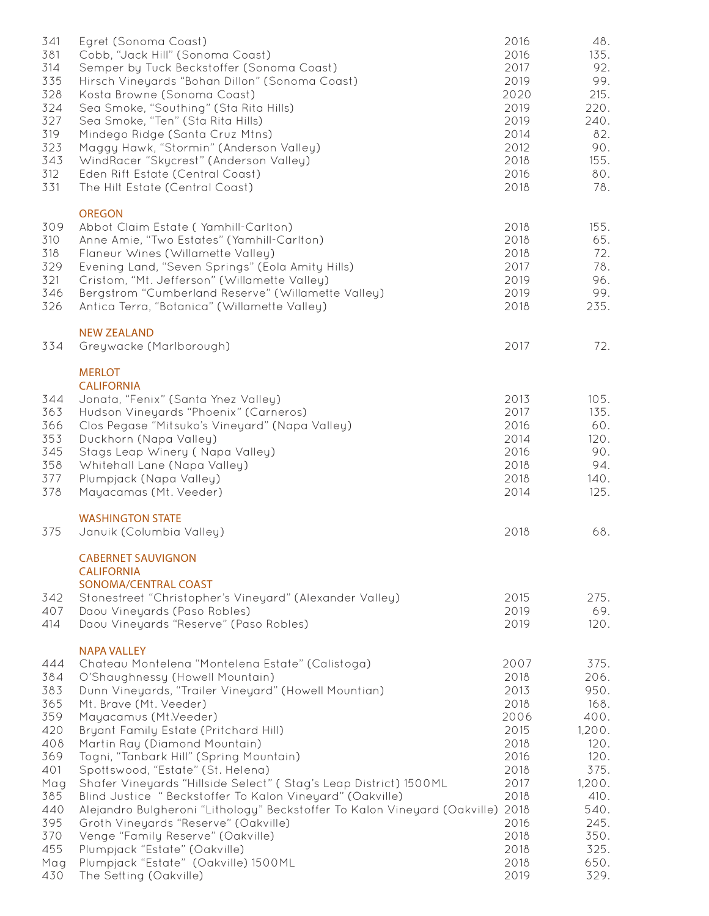| | | | |
|---|---|---|---|
| 341 | Egret (Sonoma Coast) | 2016 | 48. |
| 381 | Cobb, "Jack Hill" (Sonoma Coast) | 2016 | 135. |
| 314 | Semper by Tuck Beckstoffer (Sonoma Coast) | 2017 | 92. |
| 335 | Hirsch Vineyards "Bohan Dillon" (Sonoma Coast) | 2019 | 99. |
| 328 | Kosta Browne (Sonoma Coast) | 2020 | 215. |
| 324 | Sea Smoke, "Southing" (Sta Rita Hills) | 2019 | 220. |
| 327 | Sea Smoke, "Ten" (Sta Rita Hills) | 2019 | 240. |
| 319 | Mindego Ridge (Santa Cruz Mtns) | 2014 | 82. |
| 323 | Maggy Hawk, "Stormin" (Anderson Valley) | 2012 | 90. |
| 343 | WindRacer "Skycrest" (Anderson Valley) | 2018 | 155. |
| 312 | Eden Rift Estate (Central Coast) | 2016 | 80. |
| 331 | The Hilt Estate (Central Coast) | 2018 | 78. |

### OREGON

| | | | |
|---|---|---|---|
| 309 | Abbot Claim Estate ( Yamhill-Carlton) | 2018 | 155. |
| 310 | Anne Amie, "Two Estates" (Yamhill-Carlton) | 2018 | 65. |
| 318 | Flaneur Wines (Willamette Valley) | 2018 | 72. |
| 329 | Evening Land, "Seven Springs" (Eola Amity Hills) | 2017 | 78. |
| 321 | Cristom, "Mt. Jefferson" (Willamette Valley) | 2019 | 96. |
| 346 | Bergstrom "Cumberland Reserve" (Willamette Valley) | 2019 | 99. |
| 326 | Antica Terra, "Botanica" (Willamette Valley) | 2018 | 235. |

### NEW ZEALAND

| | | | |
|---|---|---|---|
| 334 | Greywacke (Marlborough) | 2017 | 72. |

## MERLOT

### CALIFORNIA

| | | | |
|---|---|---|---|
| 344 | Jonata, "Fenix" (Santa Ynez Valley) | 2013 | 105. |
| 363 | Hudson Vineyards "Phoenix" (Carneros) | 2017 | 135. |
| 366 | Clos Pegase "Mitsuko's Vineyard" (Napa Valley) | 2016 | 60. |
| 353 | Duckhorn (Napa Valley) | 2014 | 120. |
| 345 | Stags Leap Winery ( Napa Valley) | 2016 | 90. |
| 358 | Whitehall Lane (Napa Valley) | 2018 | 94. |
| 377 | Plumpjack (Napa Valley) | 2018 | 140. |
| 378 | Mayacamas (Mt. Veeder) | 2014 | 125. |

### WASHINGTON STATE

| | | | |
|---|---|---|---|
| 375 | Januik (Columbia Valley) | 2018 | 68. |

## CABERNET SAUVIGNON

### CALIFORNIA

### SONOMA/CENTRAL COAST

| | | | |
|---|---|---|---|
| 342 | Stonestreet "Christopher's Vineyard" (Alexander Valley) | 2015 | 275. |
| 407 | Daou Vineyards (Paso Robles) | 2019 | 69. |
| 414 | Daou Vineyards "Reserve" (Paso Robles) | 2019 | 120. |

### NAPA VALLEY

| | | | |
|---|---|---|---|
| 444 | Chateau Montelena "Montelena Estate" (Calistoga) | 2007 | 375. |
| 384 | O'Shaughnessy (Howell Mountain) | 2018 | 206. |
| 383 | Dunn Vineyards, "Trailer Vineyard" (Howell Mountian) | 2013 | 950. |
| 365 | Mt. Brave (Mt. Veeder) | 2018 | 168. |
| 359 | Mayacamus (Mt.Veeder) | 2006 | 400. |
| 420 | Bryant Family Estate (Pritchard Hill) | 2015 | 1,200. |
| 408 | Martin Ray (Diamond Mountain) | 2018 | 120. |
| 369 | Togni, "Tanbark Hill" (Spring Mountain) | 2016 | 120. |
| 401 | Spottswood, "Estate" (St. Helena) | 2018 | 375. |
| Mag | Shafer Vineyards "Hillside Select" ( Stag's Leap District) 1500ML | 2017 | 1,200. |
| 385 | Blind Justice " Beckstoffer To Kalon Vineyard" (Oakville) | 2018 | 410. |
| 440 | Alejandro Bulgheroni "Lithology" Beckstoffer To Kalon Vineyard (Oakville) | 2018 | 540. |
| 395 | Groth Vineyards "Reserve" (Oakville) | 2016 | 245. |
| 370 | Venge "Family Reserve" (Oakville) | 2018 | 350. |
| 455 | Plumpjack "Estate" (Oakville) | 2018 | 325. |
| Mag | Plumpjack "Estate" (Oakville) 1500ML | 2018 | 650. |
| 430 | The Setting (Oakville) | 2019 | 329. |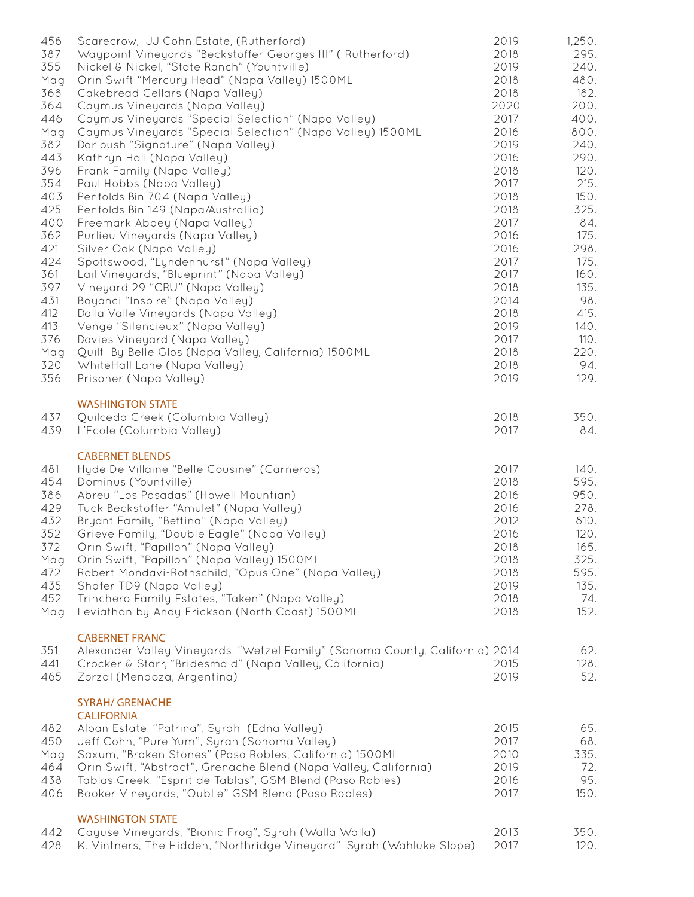| | | | |
|---|---|---|---|
| 456 | Scarecrow, JJ Cohn Estate, (Rutherford) | 2019 | 1,250. |
| 387 | Waypoint Vineyards "Beckstoffer Georges III" ( Rutherford) | 2018 | 295. |
| 355 | Nickel & Nickel, "State Ranch" (Yountville) | 2019 | 240. |
| Mag | Orin Swift "Mercury Head" (Napa Valley) 1500ML | 2018 | 480. |
| 368 | Cakebread Cellars (Napa Valley) | 2018 | 182. |
| 364 | Caymus Vineyards (Napa Valley) | 2020 | 200. |
| 446 | Caymus Vineyards "Special Selection" (Napa Valley) | 2017 | 400. |
| Mag | Caymus Vineyards "Special Selection" (Napa Valley) 1500ML | 2016 | 800. |
| 382 | Darioush "Signature" (Napa Valley) | 2019 | 240. |
| 443 | Kathryn Hall (Napa Valley) | 2016 | 290. |
| 396 | Frank Family (Napa Valley) | 2018 | 120. |
| 354 | Paul Hobbs (Napa Valley) | 2017 | 215. |
| 403 | Penfolds Bin 704 (Napa Valley) | 2018 | 150. |
| 425 | Penfolds Bin 149 (Napa/Australlia) | 2018 | 325. |
| 400 | Freemark Abbey (Napa Valley) | 2017 | 84. |
| 362 | Purlieu Vineyards (Napa Valley) | 2016 | 175. |
| 421 | Silver Oak (Napa Valley) | 2016 | 298. |
| 424 | Spottswood, "Lyndenhurst" (Napa Valley) | 2017 | 175. |
| 361 | Lail Vineyards, "Blueprint" (Napa Valley) | 2017 | 160. |
| 397 | Vineyard 29 "CRU" (Napa Valley) | 2018 | 135. |
| 431 | Boyanci "Inspire" (Napa Valley) | 2014 | 98. |
| 412 | Dalla Valle Vineyards (Napa Valley) | 2018 | 415. |
| 413 | Venge "Silencieux" (Napa Valley) | 2019 | 140. |
| 376 | Davies Vineyard (Napa Valley) | 2017 | 110. |
| Mag | Quilt By Belle Glos (Napa Valley, California) 1500ML | 2018 | 220. |
| 320 | WhiteHall Lane (Napa Valley) | 2018 | 94. |
| 356 | Prisoner (Napa Valley) | 2019 | 129. |

### WASHINGTON STATE

| | | | |
|---|---|---|---|
| 437 | Quilceda Creek (Columbia Valley) | 2018 | 350. |
| 439 | L'Ecole (Columbia Valley) | 2017 | 84. |

### CABERNET BLENDS

| | | | |
|---|---|---|---|
| 481 | Hyde De Villaine "Belle Cousine" (Carneros) | 2017 | 140. |
| 454 | Dominus (Yountville) | 2018 | 595. |
| 386 | Abreu "Los Posadas" (Howell Mountian) | 2016 | 950. |
| 429 | Tuck Beckstoffer "Amulet" (Napa Valley) | 2016 | 278. |
| 432 | Bryant Family "Bettina" (Napa Valley) | 2012 | 810. |
| 352 | Grieve Family, "Double Eagle" (Napa Valley) | 2016 | 120. |
| 372 | Orin Swift, "Papillon" (Napa Valley) | 2018 | 165. |
| Mag | Orin Swift, "Papillon" (Napa Valley) 1500ML | 2018 | 325. |
| 472 | Robert Mondavi-Rothschild, "Opus One" (Napa Valley) | 2018 | 595. |
| 435 | Shafer TD9 (Napa Valley) | 2019 | 135. |
| 452 | Trinchero Family Estates, "Taken" (Napa Valley) | 2018 | 74. |
| Mag | Leviathan by Andy Erickson (North Coast) 1500ML | 2018 | 152. |

### CABERNET FRANC

| | | | |
|---|---|---|---|
| 351 | Alexander Valley Vineyards, "Wetzel Family" (Sonoma County, California) | 2014 | 62. |
| 441 | Crocker & Starr, "Bridesmaid" (Napa Valley, California) | 2015 | 128. |
| 465 | Zorzal (Mendoza, Argentina) | 2019 | 52. |

### SYRAH/ GRENACHE
### CALIFORNIA

| | | | |
|---|---|---|---|
| 482 | Alban Estate, "Patrina", Syrah (Edna Valley) | 2015 | 65. |
| 450 | Jeff Cohn, "Pure Yum", Syrah (Sonoma Valley) | 2017 | 68. |
| Mag | Saxum, "Broken Stones" (Paso Robles, California) 1500ML | 2010 | 335. |
| 464 | Orin Swift, "Abstract", Grenache Blend (Napa Valley, California) | 2019 | 72. |
| 438 | Tablas Creek, "Esprit de Tablas", GSM Blend (Paso Robles) | 2016 | 95. |
| 406 | Booker Vineyards, "Oublie" GSM Blend (Paso Robles) | 2017 | 150. |

### WASHINGTON STATE

| | | | |
|---|---|---|---|
| 442 | Cayuse Vineyards, "Bionic Frog", Syrah (Walla Walla) | 2013 | 350. |
| 428 | K. Vintners, The Hidden, "Northridge Vineyard", Syrah (Wahluke Slope) | 2017 | 120. |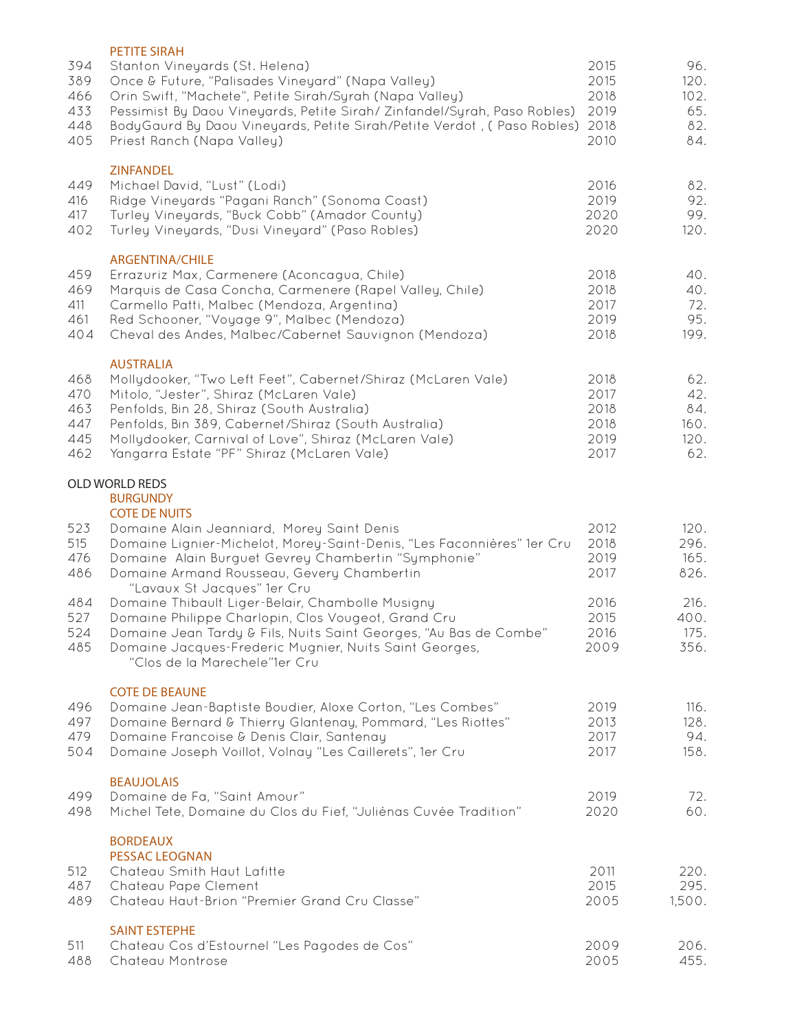### PETITE SIRAH

| | | | |
|---|---|---|---|
| 394 | Stanton Vineyards (St. Helena) | 2015 | 96. |
| 389 | Once & Future, "Palisades Vineyard" (Napa Valley) | 2015 | 120. |
| 466 | Orin Swift, "Machete", Petite Sirah/Syrah (Napa Valley) | 2018 | 102. |
| 433 | Pessimist By Daou Vineyards, Petite Sirah/ Zinfandel/Syrah, Paso Robles) | 2019 | 65. |
| 448 | BodyGaurd By Daou Vineyards, Petite Sirah/Petite Verdot , ( Paso Robles) | 2018 | 82. |
| 405 | Priest Ranch (Napa Valley) | 2010 | 84. |

### ZINFANDEL

| | | | |
|---|---|---|---|
| 449 | Michael David, "Lust" (Lodi) | 2016 | 82. |
| 416 | Ridge Vineyards "Pagani Ranch" (Sonoma Coast) | 2019 | 92. |
| 417 | Turley Vineyards, "Buck Cobb" (Amador County) | 2020 | 99. |
| 402 | Turley Vineyards, "Dusi Vineyard" (Paso Robles) | 2020 | 120. |

### ARGENTINA/CHILE

| | | | |
|---|---|---|---|
| 459 | Errazuriz Max, Carmenere (Aconcagua, Chile) | 2018 | 40. |
| 469 | Marquis de Casa Concha, Carmenere (Rapel Valley, Chile) | 2018 | 40. |
| 411 | Carmello Patti, Malbec (Mendoza, Argentina) | 2017 | 72. |
| 461 | Red Schooner, "Voyage 9", Malbec (Mendoza) | 2019 | 95. |
| 404 | Cheval des Andes, Malbec/Cabernet Sauvignon (Mendoza) | 2018 | 199. |

### AUSTRALIA

| | | | |
|---|---|---|---|
| 468 | Mollydooker, "Two Left Feet", Cabernet/Shiraz (McLaren Vale) | 2018 | 62. |
| 470 | Mitolo, "Jester", Shiraz (McLaren Vale) | 2017 | 42. |
| 463 | Penfolds, Bin 28, Shiraz (South Australia) | 2018 | 84. |
| 447 | Penfolds, Bin 389, Cabernet/Shiraz (South Australia) | 2018 | 160. |
| 445 | Mollydooker, Carnival of Love", Shiraz (McLaren Vale) | 2019 | 120. |
| 462 | Yangarra Estate "PF" Shiraz (McLaren Vale) | 2017 | 62. |

## OLD WORLD REDS

### BURGUNDY

#### COTE DE NUITS

| | | | |
|---|---|---|---|
| 523 | Domaine Alain Jeanniard, Morey Saint Denis | 2012 | 120. |
| 515 | Domaine Lignier-Michelot, Morey-Saint-Denis, "Les Faconnières" 1er Cru | 2018 | 296. |
| 476 | Domaine Alain Burguet Gevrey Chambertin "Symphonie" | 2019 | 165. |
| 486 | Domaine Armand Rousseau, Gevery Chambertin "Lavaux St Jacques" 1er Cru | 2017 | 826. |
| 484 | Domaine Thibault Liger-Belair, Chambolle Musigny | 2016 | 216. |
| 527 | Domaine Philippe Charlopin, Clos Vougeot, Grand Cru | 2015 | 400. |
| 524 | Domaine Jean Tardy & Fils, Nuits Saint Georges, "Au Bas de Combe" | 2016 | 175. |
| 485 | Domaine Jacques-Frederic Mugnier, Nuits Saint Georges, "Clos de la Marechele"1er Cru | 2009 | 356. |

#### COTE DE BEAUNE

| | | | |
|---|---|---|---|
| 496 | Domaine Jean-Baptiste Boudier, Aloxe Corton, "Les Combes" | 2019 | 116. |
| 497 | Domaine Bernard & Thierry Glantenay, Pommard, "Les Riottes" | 2013 | 128. |
| 479 | Domaine Francoise & Denis Clair, Santenay | 2017 | 94. |
| 504 | Domaine Joseph Voillot, Volnay "Les Caillerets", 1er Cru | 2017 | 158. |

#### BEAUJOLAIS

| | | | |
|---|---|---|---|
| 499 | Domaine de Fa, "Saint Amour" | 2019 | 72. |
| 498 | Michel Tete, Domaine du Clos du Fief, "Juliénas Cuvée Tradition" | 2020 | 60. |

### BORDEAUX

#### PESSAC LEOGNAN

| | | | |
|---|---|---|---|
| 512 | Chateau Smith Haut Lafitte | 2011 | 220. |
| 487 | Chateau Pape Clement | 2015 | 295. |
| 489 | Chateau Haut-Brion "Premier Grand Cru Classe" | 2005 | 1,500. |

#### SAINT ESTEPHE

| | | | |
|---|---|---|---|
| 511 | Chateau Cos d'Estournel "Les Pagodes de Cos" | 2009 | 206. |
| 488 | Chateau Montrose | 2005 | 455. |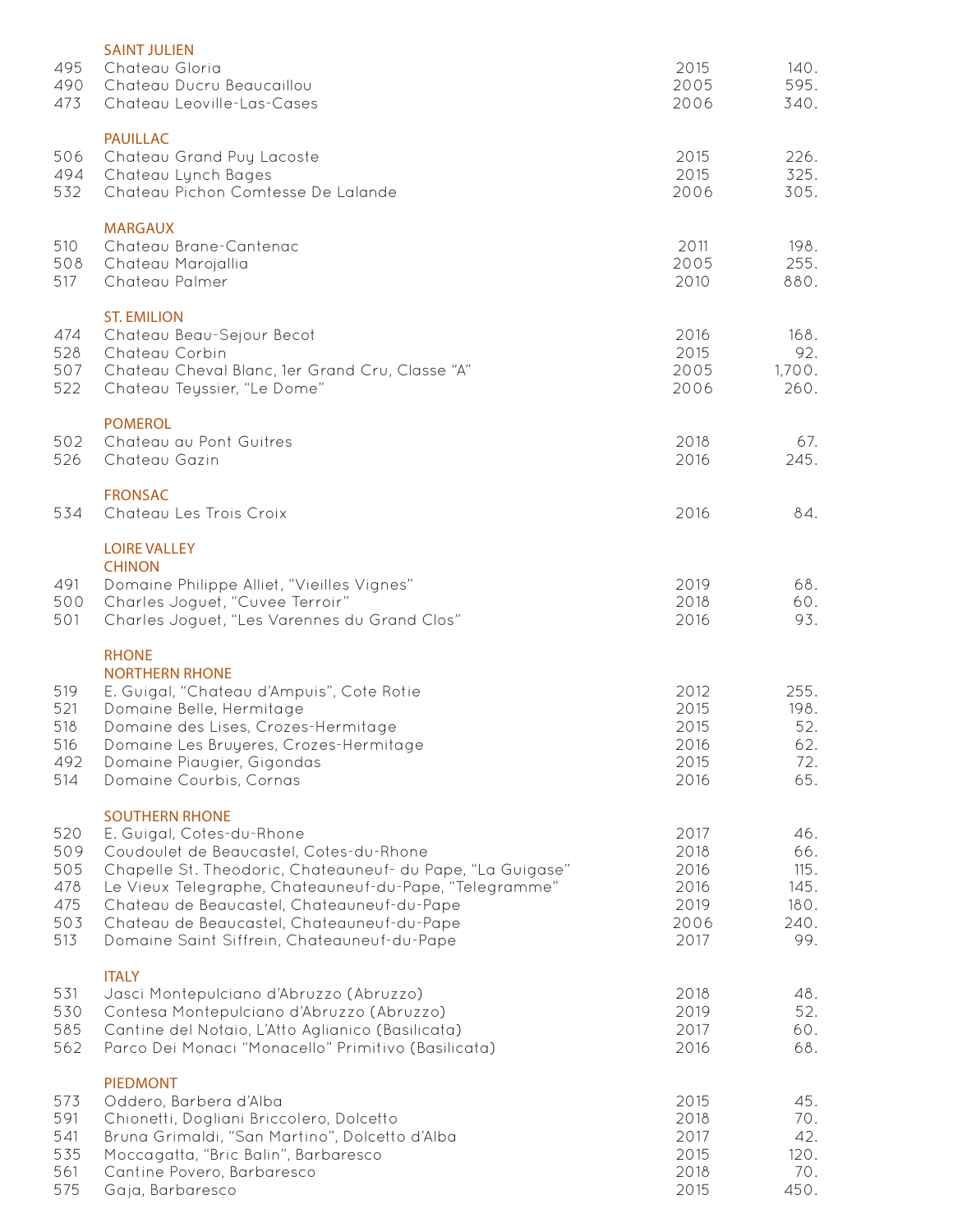## SAINT JULIEN

| | | | |
|---|---|---|---|
| 495 | Chateau Gloria | 2015 | 140. |
| 490 | Chateau Ducru Beaucaillou | 2005 | 595. |
| 473 | Chateau Leoville-Las-Cases | 2006 | 340. |

## PAUILLAC

| | | | |
|---|---|---|---|
| 506 | Chateau Grand Puy Lacoste | 2015 | 226. |
| 494 | Chateau Lynch Bages | 2015 | 325. |
| 532 | Chateau Pichon Comtesse De Lalande | 2006 | 305. |

## MARGAUX

| | | | |
|---|---|---|---|
| 510 | Chateau Brane-Cantenac | 2011 | 198. |
| 508 | Chateau Marojallia | 2005 | 255. |
| 517 | Chateau Palmer | 2010 | 880. |

## ST. EMILION

| | | | |
|---|---|---|---|
| 474 | Chateau Beau-Sejour Becot | 2016 | 168. |
| 528 | Chateau Corbin | 2015 | 92. |
| 507 | Chateau Cheval Blanc, 1er Grand Cru, Classe "A" | 2005 | 1,700. |
| 522 | Chateau Teyssier, "Le Dome" | 2006 | 260. |

## POMEROL

| | | | |
|---|---|---|---|
| 502 | Chateau au Pont Guitres | 2018 | 67. |
| 526 | Chateau Gazin | 2016 | 245. |

## FRONSAC

| | | | |
|---|---|---|---|
| 534 | Chateau Les Trois Croix | 2016 | 84. |

## LOIRE VALLEY

### CHINON

| | | | |
|---|---|---|---|
| 491 | Domaine Philippe Alliet, "Vieilles Vignes" | 2019 | 68. |
| 500 | Charles Joguet, "Cuvee Terroir" | 2018 | 60. |
| 501 | Charles Joguet, "Les Varennes du Grand Clos" | 2016 | 93. |

## RHONE

### NORTHERN RHONE

| | | | |
|---|---|---|---|
| 519 | E. Guigal, "Chateau d'Ampuis", Cote Rotie | 2012 | 255. |
| 521 | Domaine Belle, Hermitage | 2015 | 198. |
| 518 | Domaine des Lises, Crozes-Hermitage | 2015 | 52. |
| 516 | Domaine Les Bruyeres, Crozes-Hermitage | 2016 | 62. |
| 492 | Domaine Piaugier, Gigondas | 2015 | 72. |
| 514 | Domaine Courbis, Cornas | 2016 | 65. |

### SOUTHERN RHONE

| | | | |
|---|---|---|---|
| 520 | E. Guigal, Cotes-du-Rhone | 2017 | 46. |
| 509 | Coudoulet de Beaucastel, Cotes-du-Rhone | 2018 | 66. |
| 505 | Chapelle St. Theodoric, Chateauneuf- du Pape, "La Guigase" | 2016 | 115. |
| 478 | Le Vieux Telegraphe, Chateauneuf-du-Pape, "Telegramme" | 2016 | 145. |
| 475 | Chateau de Beaucastel, Chateauneuf-du-Pape | 2019 | 180. |
| 503 | Chateau de Beaucastel, Chateauneuf-du-Pape | 2006 | 240. |
| 513 | Domaine Saint Siffrein, Chateauneuf-du-Pape | 2017 | 99. |

## ITALY

| | | | |
|---|---|---|---|
| 531 | Jasci Montepulciano d'Abruzzo (Abruzzo) | 2018 | 48. |
| 530 | Contesa Montepulciano d'Abruzzo (Abruzzo) | 2019 | 52. |
| 585 | Cantine del Notaio, L'Atto Aglianico (Basilicata) | 2017 | 60. |
| 562 | Parco Dei Monaci "Monacello" Primitivo (Basilicata) | 2016 | 68. |

## PIEDMONT

| | | | |
|---|---|---|---|
| 573 | Oddero, Barbera d'Alba | 2015 | 45. |
| 591 | Chionetti, Dogliani Briccolero, Dolcetto | 2018 | 70. |
| 541 | Bruna Grimaldi, "San Martino", Dolcetto d'Alba | 2017 | 42. |
| 535 | Moccagatta, "Bric Balin", Barbaresco | 2015 | 120. |
| 561 | Cantine Povero, Barbaresco | 2018 | 70. |
| 575 | Gaja, Barbaresco | 2015 | 450. |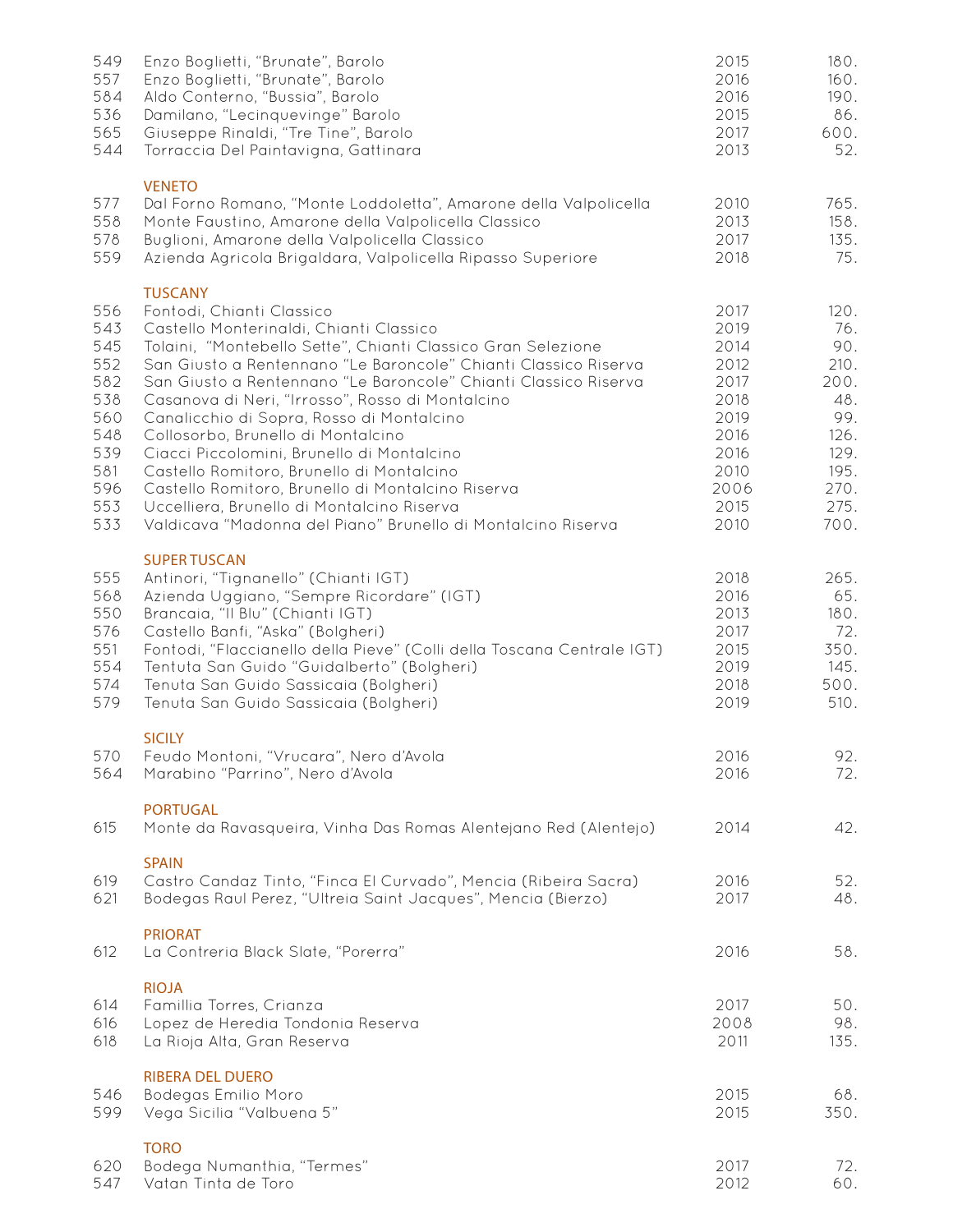| | | | |
|---|---|---|---|
| 549 | Enzo Boglietti, "Brunate", Barolo | 2015 | 180. |
| 557 | Enzo Boglietti, "Brunate", Barolo | 2016 | 160. |
| 584 | Aldo Conterno, "Bussia", Barolo | 2016 | 190. |
| 536 | Damilano, "Lecinquevinge" Barolo | 2015 | 86. |
| 565 | Giuseppe Rinaldi, "Tre Tine", Barolo | 2017 | 600. |
| 544 | Torraccia Del Paintavigna, Gattinara | 2013 | 52. |

## VENETO

| | | | |
|---|---|---|---|
| 577 | Dal Forno Romano, "Monte Loddoletta", Amarone della Valpolicella | 2010 | 765. |
| 558 | Monte Faustino, Amarone della Valpolicella Classico | 2013 | 158. |
| 578 | Buglioni, Amarone della Valpolicella Classico | 2017 | 135. |
| 559 | Azienda Agricola Brigaldara, Valpolicella Ripasso Superiore | 2018 | 75. |

## TUSCANY

| | | | |
|---|---|---|---|
| 556 | Fontodi, Chianti Classico | 2017 | 120. |
| 543 | Castello Monterinaldi, Chianti Classico | 2019 | 76. |
| 545 | Tolaini, "Montebello Sette", Chianti Classico Gran Selezione | 2014 | 90. |
| 552 | San Giusto a Rentennano "Le Baroncole" Chianti Classico Riserva | 2012 | 210. |
| 582 | San Giusto a Rentennano "Le Baroncole" Chianti Classico Riserva | 2017 | 200. |
| 538 | Casanova di Neri, "Irrosso", Rosso di Montalcino | 2018 | 48. |
| 560 | Canalicchio di Sopra, Rosso di Montalcino | 2019 | 99. |
| 548 | Collosorbo, Brunello di Montalcino | 2016 | 126. |
| 539 | Ciacci Piccolomini, Brunello di Montalcino | 2016 | 129. |
| 581 | Castello Romitoro, Brunello di Montalcino | 2010 | 195. |
| 596 | Castello Romitoro, Brunello di Montalcino Riserva | 2006 | 270. |
| 553 | Uccelliera, Brunello di Montalcino Riserva | 2015 | 275. |
| 533 | Valdicava "Madonna del Piano" Brunello di Montalcino Riserva | 2010 | 700. |

## SUPER TUSCAN

| | | | |
|---|---|---|---|
| 555 | Antinori, "Tignanello" (Chianti IGT) | 2018 | 265. |
| 568 | Azienda Uggiano, "Sempre Ricordare" (IGT) | 2016 | 65. |
| 550 | Brancaia, "Il Blu" (Chianti IGT) | 2013 | 180. |
| 576 | Castello Banfi, "Aska" (Bolgheri) | 2017 | 72. |
| 551 | Fontodi, "Flaccianello della Pieve" (Colli della Toscana Centrale IGT) | 2015 | 350. |
| 554 | Tentuta San Guido "Guidalberto" (Bolgheri) | 2019 | 145. |
| 574 | Tenuta San Guido Sassicaia (Bolgheri) | 2018 | 500. |
| 579 | Tenuta San Guido Sassicaia (Bolgheri) | 2019 | 510. |

## SICILY

| | | | |
|---|---|---|---|
| 570 | Feudo Montoni, "Vrucara", Nero d'Avola | 2016 | 92. |
| 564 | Marabino "Parrino", Nero d'Avola | 2016 | 72. |

## PORTUGAL

| | | | |
|---|---|---|---|
| 615 | Monte da Ravasqueira, Vinha Das Romas Alentejano Red (Alentejo) | 2014 | 42. |

## SPAIN

| | | | |
|---|---|---|---|
| 619 | Castro Candaz Tinto, "Finca El Curvado", Mencia (Ribeira Sacra) | 2016 | 52. |
| 621 | Bodegas Raul Perez, "Ultreia Saint Jacques", Mencia (Bierzo) | 2017 | 48. |

## PRIORAT

| | | | |
|---|---|---|---|
| 612 | La Contreria Black Slate, "Porerra" | 2016 | 58. |

## RIOJA

| | | | |
|---|---|---|---|
| 614 | Famillia Torres, Crianza | 2017 | 50. |
| 616 | Lopez de Heredia Tondonia Reserva | 2008 | 98. |
| 618 | La Rioja Alta, Gran Reserva | 2011 | 135. |

## RIBERA DEL DUERO

| | | | |
|---|---|---|---|
| 546 | Bodegas Emilio Moro | 2015 | 68. |
| 599 | Vega Sicilia "Valbuena 5" | 2015 | 350. |

## TORO

| | | | |
|---|---|---|---|
| 620 | Bodega Numanthia, "Termes" | 2017 | 72. |
| 547 | Vatan Tinta de Toro | 2012 | 60. |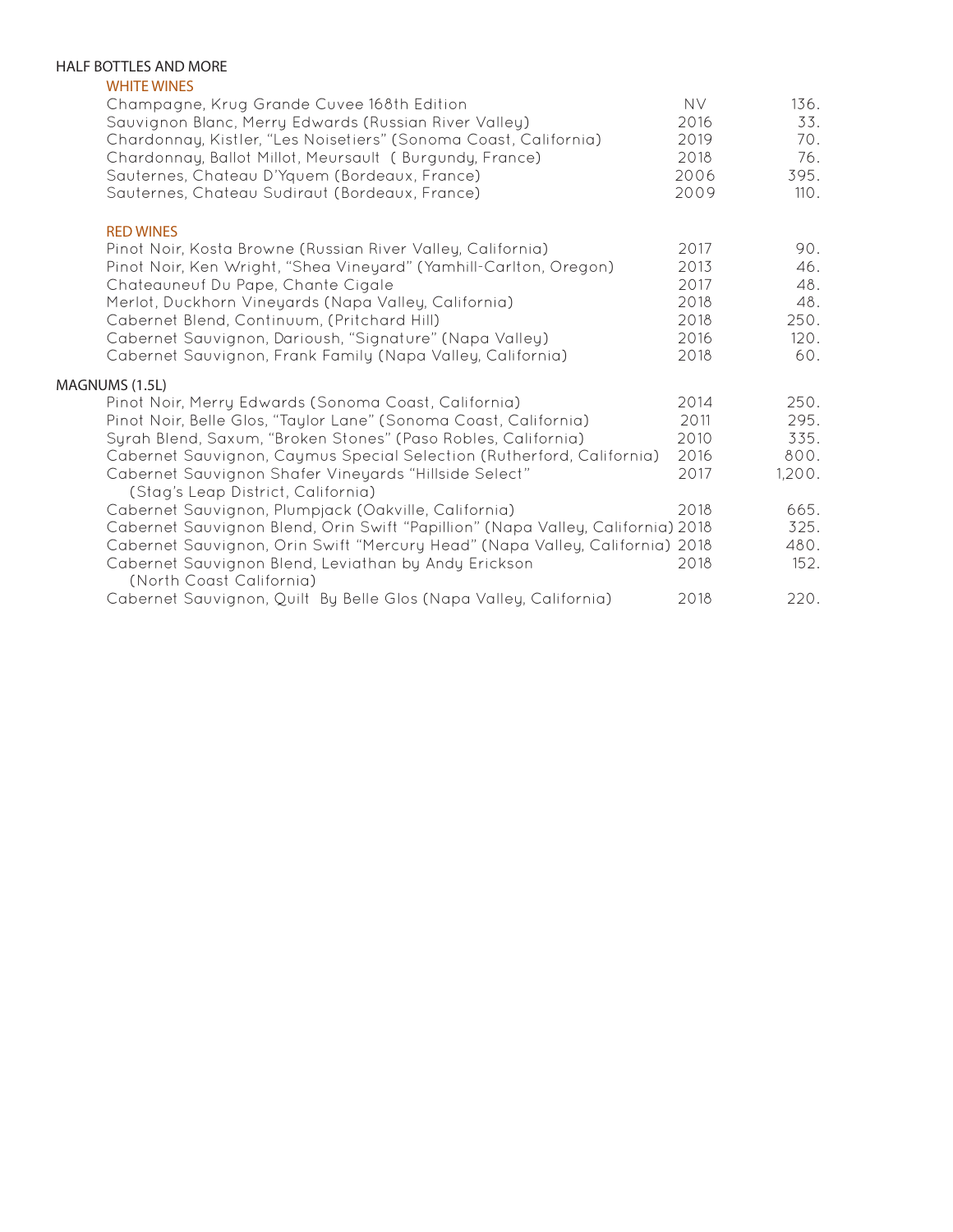## HALF BOTTLES AND MORE

### WHITE WINES

| Wine | Vintage | Price |
|---|---|---|
| Champagne, Krug Grande Cuvee 168th Edition | NV | 136. |
| Sauvignon Blanc, Merry Edwards (Russian River Valley) | 2016 | 33. |
| Chardonnay, Kistler, "Les Noisetiers" (Sonoma Coast, California) | 2019 | 70. |
| Chardonnay, Ballot Millot, Meursault ( Burgundy, France) | 2018 | 76. |
| Sauternes, Chateau D'Yquem (Bordeaux, France) | 2006 | 395. |
| Sauternes, Chateau Sudiraut (Bordeaux, France) | 2009 | 110. |

### RED WINES

| Wine | Vintage | Price |
|---|---|---|
| Pinot Noir, Kosta Browne (Russian River Valley, California) | 2017 | 90. |
| Pinot Noir, Ken Wright, "Shea Vineyard" (Yamhill-Carlton, Oregon) | 2013 | 46. |
| Chateauneuf Du Pape, Chante Cigale | 2017 | 48. |
| Merlot, Duckhorn Vineyards (Napa Valley, California) | 2018 | 48. |
| Cabernet Blend, Continuum, (Pritchard Hill) | 2018 | 250. |
| Cabernet Sauvignon, Darioush, "Signature" (Napa Valley) | 2016 | 120. |
| Cabernet Sauvignon, Frank Family (Napa Valley, California) | 2018 | 60. |

## MAGNUMS (1.5L)

| Wine | Vintage | Price |
|---|---|---|
| Pinot Noir, Merry Edwards (Sonoma Coast, California) | 2014 | 250. |
| Pinot Noir, Belle Glos, "Taylor Lane" (Sonoma Coast, California) | 2011 | 295. |
| Syrah Blend, Saxum, "Broken Stones" (Paso Robles, California) | 2010 | 335. |
| Cabernet Sauvignon, Caymus Special Selection (Rutherford, California) | 2016 | 800. |
| Cabernet Sauvignon Shafer Vineyards "Hillside Select" (Stag's Leap District, California) | 2017 | 1,200. |
| Cabernet Sauvignon, Plumpjack (Oakville, California) | 2018 | 665. |
| Cabernet Sauvignon Blend, Orin Swift "Papillion" (Napa Valley, California) | 2018 | 325. |
| Cabernet Sauvignon, Orin Swift "Mercury Head" (Napa Valley, California) | 2018 | 480. |
| Cabernet Sauvignon Blend, Leviathan by Andy Erickson (North Coast California) | 2018 | 152. |
| Cabernet Sauvignon, Quilt By Belle Glos (Napa Valley, California) | 2018 | 220. |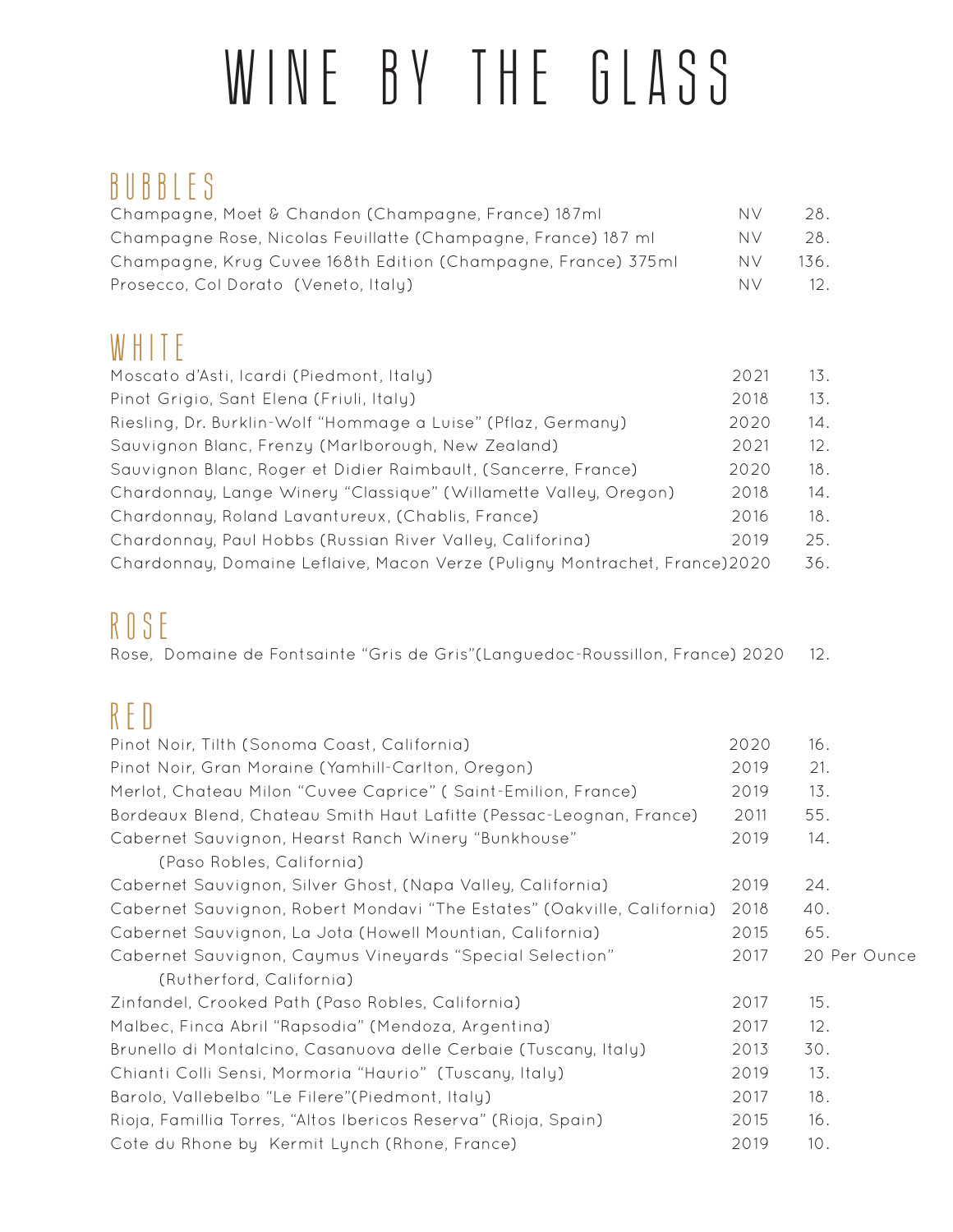# WINE BY THE GLASS

## BUBBLES

| | | |
|---|---|---|
| Champagne, Moet & Chandon (Champagne, France) 187ml | NV | 28. |
| Champagne Rose, Nicolas Feuillatte (Champagne, France) 187 ml | NV | 28. |
| Champagne, Krug Cuvee 168th Edition (Champagne, France) 375ml | NV | 136. |
| Prosecco, Col Dorato (Veneto, Italy) | NV | 12. |

## WHITE

| | | |
|---|---|---|
| Moscato d'Asti, Icardi (Piedmont, Italy) | 2021 | 13. |
| Pinot Grigio, Sant Elena (Friuli, Italy) | 2018 | 13. |
| Riesling, Dr. Burklin-Wolf "Hommage a Luise" (Pflaz, Germany) | 2020 | 14. |
| Sauvignon Blanc, Frenzy (Marlborough, New Zealand) | 2021 | 12. |
| Sauvignon Blanc, Roger et Didier Raimbault, (Sancerre, France) | 2020 | 18. |
| Chardonnay, Lange Winery "Classique" (Willamette Valley, Oregon) | 2018 | 14. |
| Chardonnay, Roland Lavantureux, (Chablis, France) | 2016 | 18. |
| Chardonnay, Paul Hobbs (Russian River Valley, Califorina) | 2019 | 25. |
| Chardonnay, Domaine Leflaive, Macon Verze (Puligny Montrachet, France) | 2020 | 36. |

## ROSE

| | | |
|---|---|---|
| Rose, Domaine de Fontsainte "Gris de Gris"(Languedoc-Roussillon, France) | 2020 | 12. |

## RED

| | | |
|---|---|---|
| Pinot Noir, Tilth (Sonoma Coast, California) | 2020 | 16. |
| Pinot Noir, Gran Moraine (Yamhill-Carlton, Oregon) | 2019 | 21. |
| Merlot, Chateau Milon "Cuvee Caprice" ( Saint-Emilion, France) | 2019 | 13. |
| Bordeaux Blend, Chateau Smith Haut Lafitte (Pessac-Leognan, France) | 2011 | 55. |
| Cabernet Sauvignon, Hearst Ranch Winery "Bunkhouse" (Paso Robles, California) | 2019 | 14. |
| Cabernet Sauvignon, Silver Ghost, (Napa Valley, California) | 2019 | 24. |
| Cabernet Sauvignon, Robert Mondavi "The Estates" (Oakville, California) | 2018 | 40. |
| Cabernet Sauvignon, La Jota (Howell Mountian, California) | 2015 | 65. |
| Cabernet Sauvignon, Caymus Vineyards "Special Selection" (Rutherford, California) | 2017 | 20 Per Ounce |
| Zinfandel, Crooked Path (Paso Robles, California) | 2017 | 15. |
| Malbec, Finca Abril "Rapsodia" (Mendoza, Argentina) | 2017 | 12. |
| Brunello di Montalcino, Casanuova delle Cerbaie (Tuscany, Italy) | 2013 | 30. |
| Chianti Colli Sensi, Mormoria "Haurio" (Tuscany, Italy) | 2019 | 13. |
| Barolo, Vallebelbo "Le Filere"(Piedmont, Italy) | 2017 | 18. |
| Rioja, Famillia Torres, "Altos Ibericos Reserva" (Rioja, Spain) | 2015 | 16. |
| Cote du Rhone by Kermit Lynch (Rhone, France) | 2019 | 10. |